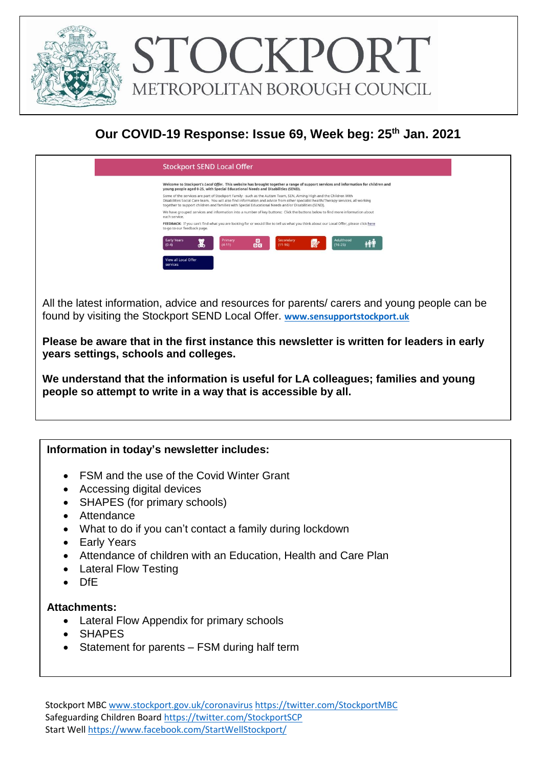# STOCKPORT
## METROPOLITAN BOROUGH COUNCIL

## Our COVID-19 Response: Issue 69, Week beg: 25th Jan. 2021

All the latest information, advice and resources for parents/ carers and young people can be found by visiting the Stockport SEND Local Offer. **www.sensupportstockport.uk**

**Please be aware that in the first instance this newsletter is written for leaders in early years settings, schools and colleges.**

**We understand that the information is useful for LA colleagues; families and young people so attempt to write in a way that is accessible by all.**

**Information in today's newsletter includes:**

- FSM and the use of the Covid Winter Grant
- Accessing digital devices
- SHAPES (for primary schools)
- Attendance
- What to do if you can't contact a family during lockdown
- Early Years
- Attendance of children with an Education, Health and Care Plan
- Lateral Flow Testing
- DfE

**Attachments:**

- Lateral Flow Appendix for primary schools
- SHAPES
- Statement for parents – FSM during half term

Stockport MBC www.stockport.gov.uk/coronavirus https://twitter.com/StockportMBC
Safeguarding Children Board https://twitter.com/StockportSCP
Start Well https://www.facebook.com/StartWellStockport/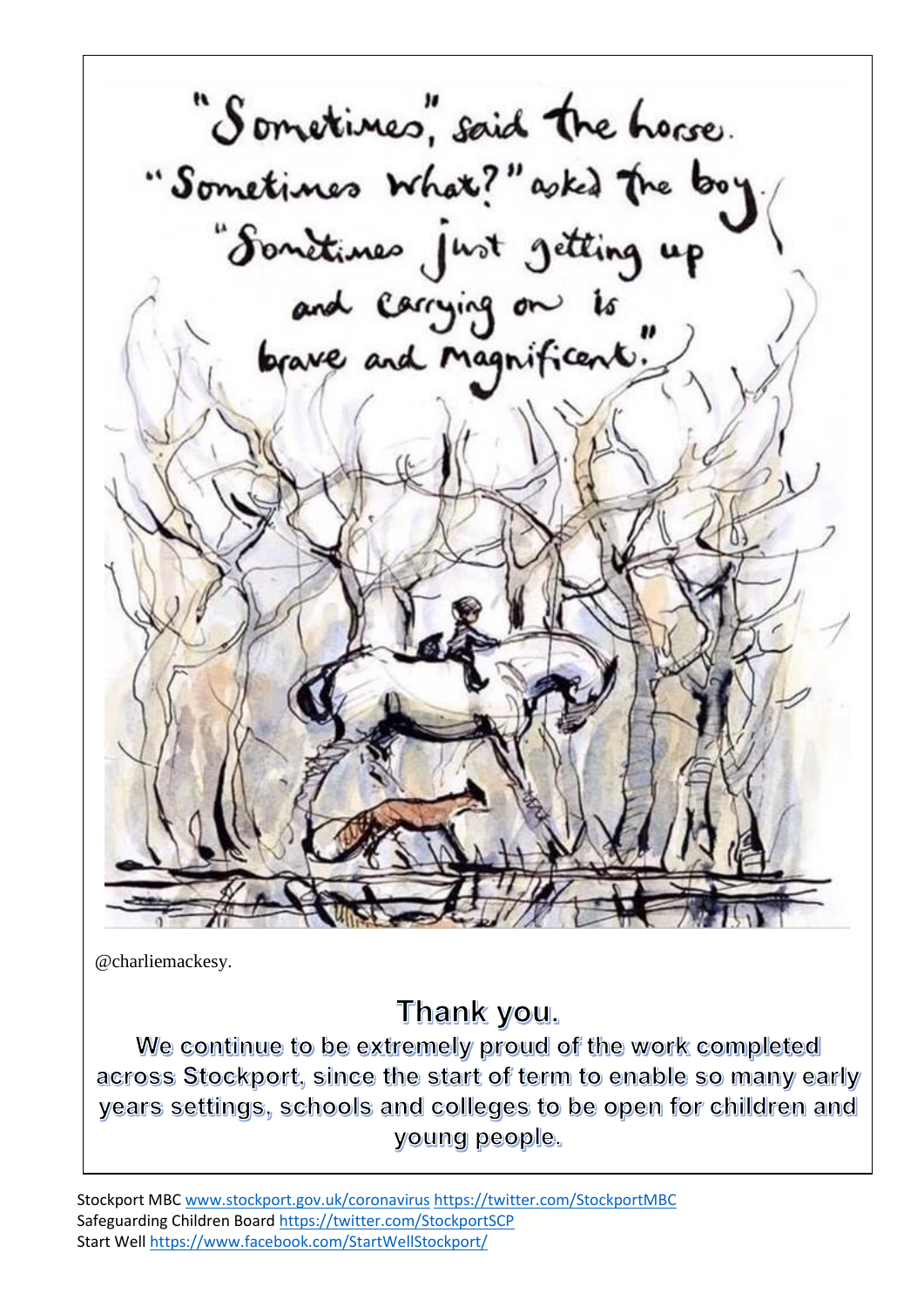"Sometimes," said the horse.
"Sometimes what?" asked the boy.
"Sometimes just getting up and carrying on is brave and magnificent."

@charliemackesy.

## Thank you.

**We continue to be extremely proud of the work completed across Stockport, since the start of term to enable so many early years settings, schools and colleges to be open for children and young people.**

Stockport MBC www.stockport.gov.uk/coronavirus https://twitter.com/StockportMBC
Safeguarding Children Board https://twitter.com/StockportSCP
Start Well https://www.facebook.com/StartWellStockport/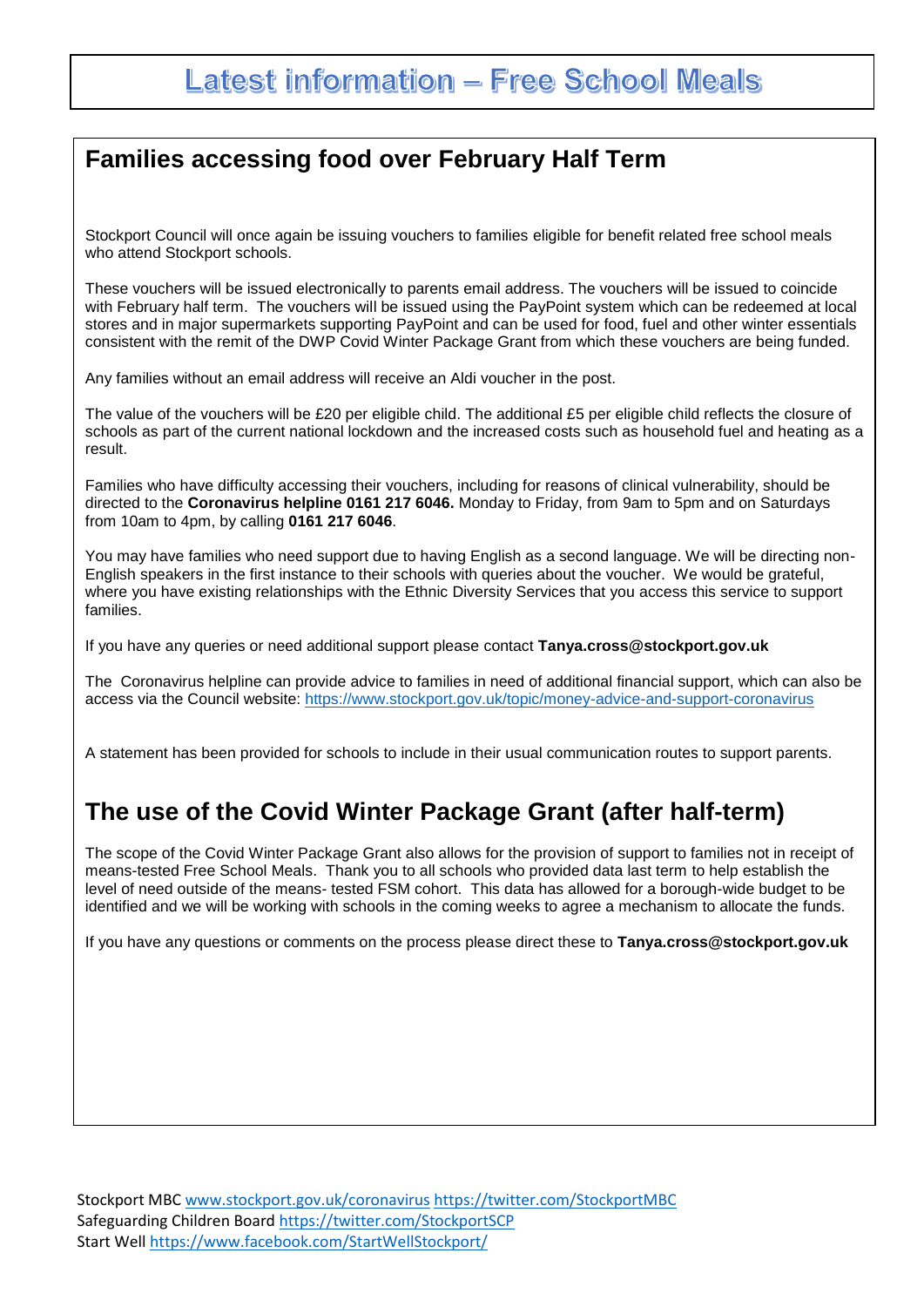# Latest information – Free School Meals

## Families accessing food over February Half Term

Stockport Council will once again be issuing vouchers to families eligible for benefit related free school meals who attend Stockport schools.

These vouchers will be issued electronically to parents email address. The vouchers will be issued to coincide with February half term. The vouchers will be issued using the PayPoint system which can be redeemed at local stores and in major supermarkets supporting PayPoint and can be used for food, fuel and other winter essentials consistent with the remit of the DWP Covid Winter Package Grant from which these vouchers are being funded.

Any families without an email address will receive an Aldi voucher in the post.

The value of the vouchers will be £20 per eligible child. The additional £5 per eligible child reflects the closure of schools as part of the current national lockdown and the increased costs such as household fuel and heating as a result.

Families who have difficulty accessing their vouchers, including for reasons of clinical vulnerability, should be directed to the **Coronavirus helpline 0161 217 6046.** Monday to Friday, from 9am to 5pm and on Saturdays from 10am to 4pm, by calling **0161 217 6046**.

You may have families who need support due to having English as a second language. We will be directing non-English speakers in the first instance to their schools with queries about the voucher. We would be grateful, where you have existing relationships with the Ethnic Diversity Services that you access this service to support families.

If you have any queries or need additional support please contact **Tanya.cross@stockport.gov.uk**

The Coronavirus helpline can provide advice to families in need of additional financial support, which can also be access via the Council website: https://www.stockport.gov.uk/topic/money-advice-and-support-coronavirus

A statement has been provided for schools to include in their usual communication routes to support parents.

## The use of the Covid Winter Package Grant (after half-term)

The scope of the Covid Winter Package Grant also allows for the provision of support to families not in receipt of means-tested Free School Meals. Thank you to all schools who provided data last term to help establish the level of need outside of the means- tested FSM cohort. This data has allowed for a borough-wide budget to be identified and we will be working with schools in the coming weeks to agree a mechanism to allocate the funds.

If you have any questions or comments on the process please direct these to **Tanya.cross@stockport.gov.uk**

Stockport MBC www.stockport.gov.uk/coronavirus https://twitter.com/StockportMBC
Safeguarding Children Board https://twitter.com/StockportSCP
Start Well https://www.facebook.com/StartWellStockport/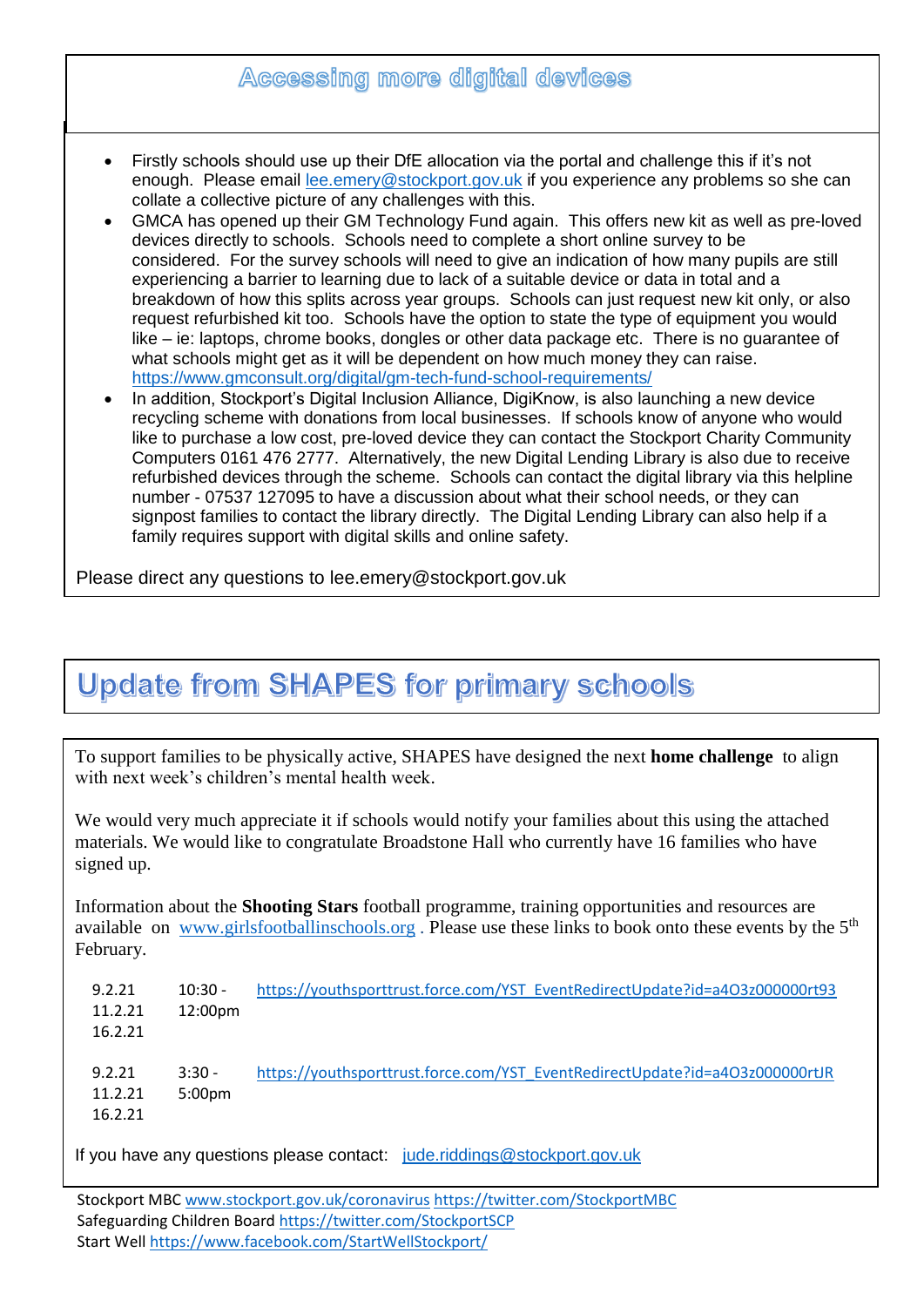## Accessing more digital devices

- Firstly schools should use up their DfE allocation via the portal and challenge this if it's not enough. Please email lee.emery@stockport.gov.uk if you experience any problems so she can collate a collective picture of any challenges with this.
- GMCA has opened up their GM Technology Fund again. This offers new kit as well as pre-loved devices directly to schools. Schools need to complete a short online survey to be considered. For the survey schools will need to give an indication of how many pupils are still experiencing a barrier to learning due to lack of a suitable device or data in total and a breakdown of how this splits across year groups. Schools can just request new kit only, or also request refurbished kit too. Schools have the option to state the type of equipment you would like – ie: laptops, chrome books, dongles or other data package etc. There is no guarantee of what schools might get as it will be dependent on how much money they can raise. https://www.gmconsult.org/digital/gm-tech-fund-school-requirements/
- In addition, Stockport's Digital Inclusion Alliance, DigiKnow, is also launching a new device recycling scheme with donations from local businesses. If schools know of anyone who would like to purchase a low cost, pre-loved device they can contact the Stockport Charity Community Computers 0161 476 2777. Alternatively, the new Digital Lending Library is also due to receive refurbished devices through the scheme. Schools can contact the digital library via this helpline number - 07537 127095 to have a discussion about what their school needs, or they can signpost families to contact the library directly. The Digital Lending Library can also help if a family requires support with digital skills and online safety.

Please direct any questions to lee.emery@stockport.gov.uk

## Update from SHAPES for primary schools

To support families to be physically active, SHAPES have designed the next **home challenge** to align with next week's children's mental health week.

We would very much appreciate it if schools would notify your families about this using the attached materials. We would like to congratulate Broadstone Hall who currently have 16 families who have signed up.

Information about the **Shooting Stars** football programme, training opportunities and resources are available on www.girlsfootballinschools.org . Please use these links to book onto these events by the 5th February.

| | | |
|---|---|---|
| 9.2.21<br>11.2.21<br>16.2.21 | 10:30 - 12:00pm | https://youthsporttrust.force.com/YST_EventRedirectUpdate?id=a4O3z000000rt93 |
| 9.2.21<br>11.2.21<br>16.2.21 | 3:30 - 5:00pm | https://youthsporttrust.force.com/YST_EventRedirectUpdate?id=a4O3z000000rtJR |

If you have any questions please contact: jude.riddings@stockport.gov.uk

Stockport MBC www.stockport.gov.uk/coronavirus https://twitter.com/StockportMBC
Safeguarding Children Board https://twitter.com/StockportSCP
Start Well https://www.facebook.com/StartWellStockport/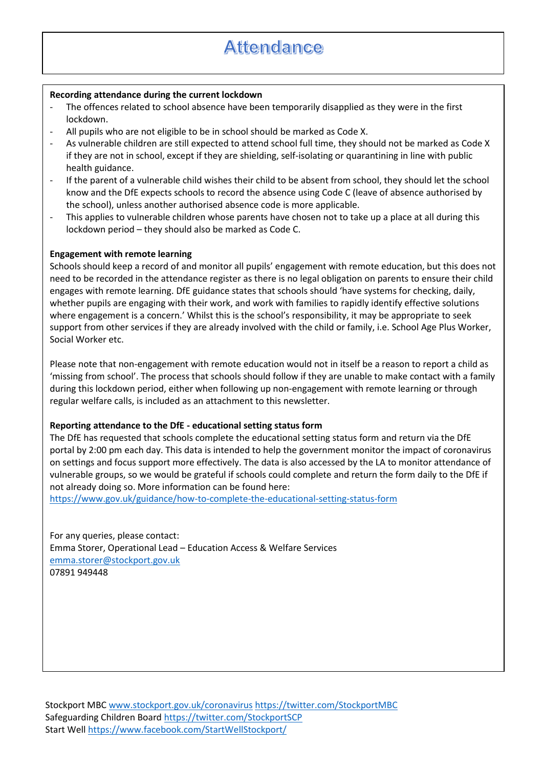# Attendance

**Recording attendance during the current lockdown**

- The offences related to school absence have been temporarily disapplied as they were in the first lockdown.
- All pupils who are not eligible to be in school should be marked as Code X.
- As vulnerable children are still expected to attend school full time, they should not be marked as Code X if they are not in school, except if they are shielding, self-isolating or quarantining in line with public health guidance.
- If the parent of a vulnerable child wishes their child to be absent from school, they should let the school know and the DfE expects schools to record the absence using Code C (leave of absence authorised by the school), unless another authorised absence code is more applicable.
- This applies to vulnerable children whose parents have chosen not to take up a place at all during this lockdown period – they should also be marked as Code C.

**Engagement with remote learning**

Schools should keep a record of and monitor all pupils' engagement with remote education, but this does not need to be recorded in the attendance register as there is no legal obligation on parents to ensure their child engages with remote learning. DfE guidance states that schools should 'have systems for checking, daily, whether pupils are engaging with their work, and work with families to rapidly identify effective solutions where engagement is a concern.' Whilst this is the school's responsibility, it may be appropriate to seek support from other services if they are already involved with the child or family, i.e. School Age Plus Worker, Social Worker etc.

Please note that non-engagement with remote education would not in itself be a reason to report a child as 'missing from school'. The process that schools should follow if they are unable to make contact with a family during this lockdown period, either when following up non-engagement with remote learning or through regular welfare calls, is included as an attachment to this newsletter.

**Reporting attendance to the DfE - educational setting status form**

The DfE has requested that schools complete the educational setting status form and return via the DfE portal by 2:00 pm each day. This data is intended to help the government monitor the impact of coronavirus on settings and focus support more effectively. The data is also accessed by the LA to monitor attendance of vulnerable groups, so we would be grateful if schools could complete and return the form daily to the DfE if not already doing so. More information can be found here:
https://www.gov.uk/guidance/how-to-complete-the-educational-setting-status-form

For any queries, please contact:
Emma Storer, Operational Lead – Education Access & Welfare Services
emma.storer@stockport.gov.uk
07891 949448

Stockport MBC www.stockport.gov.uk/coronavirus https://twitter.com/StockportMBC
Safeguarding Children Board https://twitter.com/StockportSCP
Start Well https://www.facebook.com/StartWellStockport/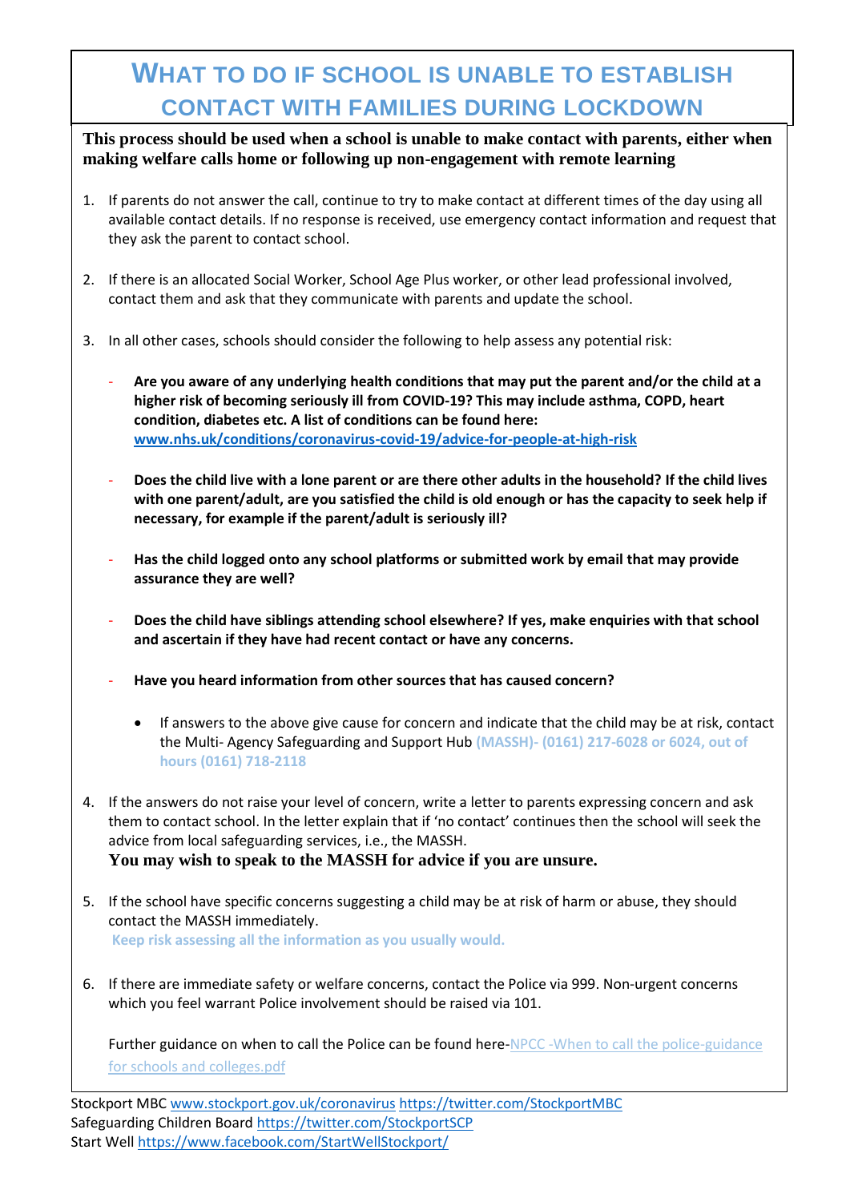# WHAT TO DO IF SCHOOL IS UNABLE TO ESTABLISH CONTACT WITH FAMILIES DURING LOCKDOWN

**This process should be used when a school is unable to make contact with parents, either when making welfare calls home or following up non-engagement with remote learning**

1. If parents do not answer the call, continue to try to make contact at different times of the day using all available contact details. If no response is received, use emergency contact information and request that they ask the parent to contact school.

2. If there is an allocated Social Worker, School Age Plus worker, or other lead professional involved, contact them and ask that they communicate with parents and update the school.

3. In all other cases, schools should consider the following to help assess any potential risk:

   - **Are you aware of any underlying health conditions that may put the parent and/or the child at a higher risk of becoming seriously ill from COVID-19? This may include asthma, COPD, heart condition, diabetes etc. A list of conditions can be found here: [www.nhs.uk/conditions/coronavirus-covid-19/advice-for-people-at-high-risk](www.nhs.uk/conditions/coronavirus-covid-19/advice-for-people-at-high-risk)**

   - **Does the child live with a lone parent or are there other adults in the household? If the child lives with one parent/adult, are you satisfied the child is old enough or has the capacity to seek help if necessary, for example if the parent/adult is seriously ill?**

   - **Has the child logged onto any school platforms or submitted work by email that may provide assurance they are well?**

   - **Does the child have siblings attending school elsewhere? If yes, make enquiries with that school and ascertain if they have had recent contact or have any concerns.**

   - **Have you heard information from other sources that has caused concern?**

     - If answers to the above give cause for concern and indicate that the child may be at risk, contact the Multi- Agency Safeguarding and Support Hub **(MASSH)- (0161) 217-6028 or 6024, out of hours (0161) 718-2118**

4. If the answers do not raise your level of concern, write a letter to parents expressing concern and ask them to contact school. In the letter explain that if 'no contact' continues then the school will seek the advice from local safeguarding services, i.e., the MASSH.
   **You may wish to speak to the MASSH for advice if you are unsure.**

5. If the school have specific concerns suggesting a child may be at risk of harm or abuse, they should contact the MASSH immediately.
   **Keep risk assessing all the information as you usually would.**

6. If there are immediate safety or welfare concerns, contact the Police via 999. Non-urgent concerns which you feel warrant Police involvement should be raised via 101.

   Further guidance on when to call the Police can be found here-[NPCC -When to call the police-guidance for schools and colleges.pdf](NPCC -When to call the police-guidance for schools and colleges.pdf)

Stockport MBC [www.stockport.gov.uk/coronavirus](www.stockport.gov.uk/coronavirus) [https://twitter.com/StockportMBC](https://twitter.com/StockportMBC)
Safeguarding Children Board [https://twitter.com/StockportSCP](https://twitter.com/StockportSCP)
Start Well [https://www.facebook.com/StartWellStockport/](https://www.facebook.com/StartWellStockport/)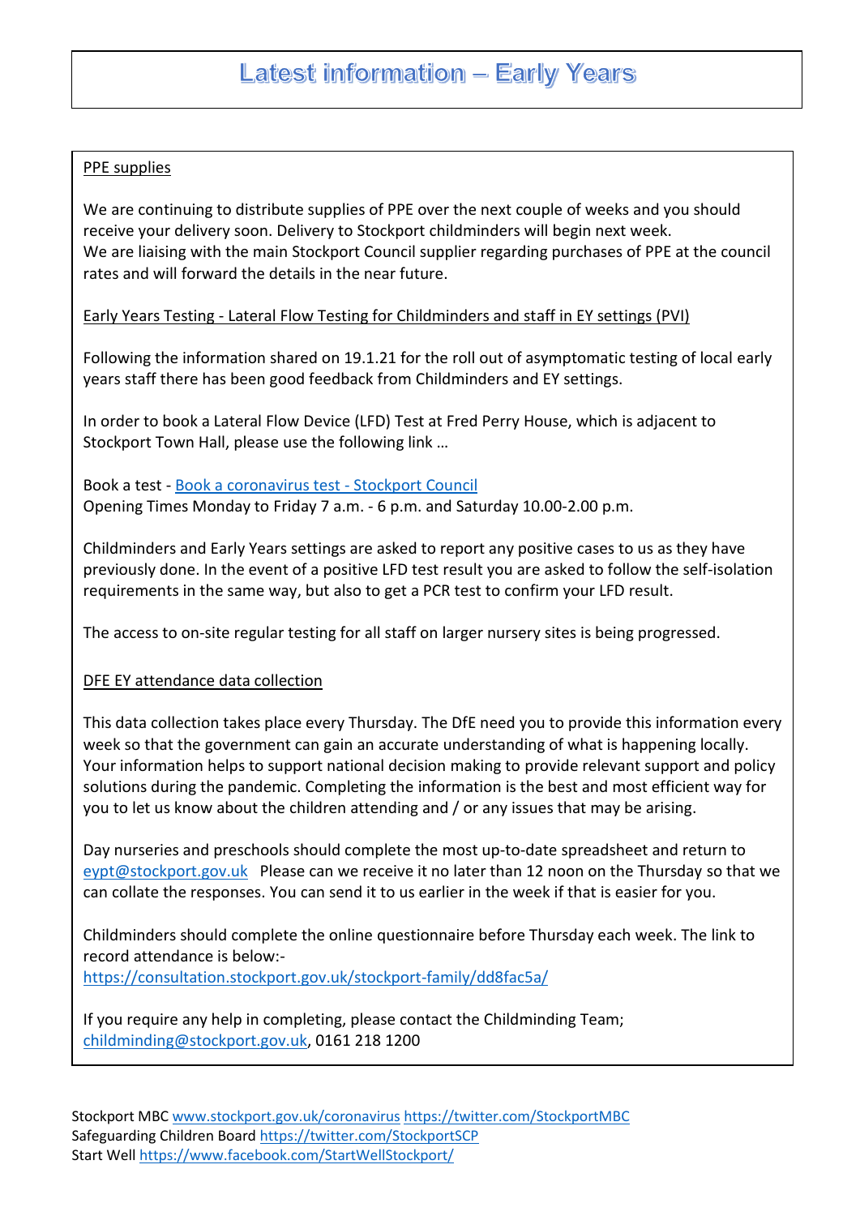# Latest information – Early Years

## PPE supplies

We are continuing to distribute supplies of PPE over the next couple of weeks and you should receive your delivery soon. Delivery to Stockport childminders will begin next week.
We are liaising with the main Stockport Council supplier regarding purchases of PPE at the council rates and will forward the details in the near future.

## Early Years Testing - Lateral Flow Testing for Childminders and staff in EY settings (PVI)

Following the information shared on 19.1.21 for the roll out of asymptomatic testing of local early years staff there has been good feedback from Childminders and EY settings.

In order to book a Lateral Flow Device (LFD) Test at Fred Perry House, which is adjacent to Stockport Town Hall, please use the following link …

Book a test - Book a coronavirus test - Stockport Council
Opening Times Monday to Friday 7 a.m. - 6 p.m. and Saturday 10.00-2.00 p.m.

Childminders and Early Years settings are asked to report any positive cases to us as they have previously done. In the event of a positive LFD test result you are asked to follow the self-isolation requirements in the same way, but also to get a PCR test to confirm your LFD result.

The access to on-site regular testing for all staff on larger nursery sites is being progressed.

## DFE EY attendance data collection

This data collection takes place every Thursday. The DfE need you to provide this information every week so that the government can gain an accurate understanding of what is happening locally. Your information helps to support national decision making to provide relevant support and policy solutions during the pandemic. Completing the information is the best and most efficient way for you to let us know about the children attending and / or any issues that may be arising.

Day nurseries and preschools should complete the most up-to-date spreadsheet and return to eypt@stockport.gov.uk Please can we receive it no later than 12 noon on the Thursday so that we can collate the responses. You can send it to us earlier in the week if that is easier for you.

Childminders should complete the online questionnaire before Thursday each week. The link to record attendance is below:-
https://consultation.stockport.gov.uk/stockport-family/dd8fac5a/

If you require any help in completing, please contact the Childminding Team; childminding@stockport.gov.uk, 0161 218 1200

Stockport MBC www.stockport.gov.uk/coronavirus https://twitter.com/StockportMBC
Safeguarding Children Board https://twitter.com/StockportSCP
Start Well https://www.facebook.com/StartWellStockport/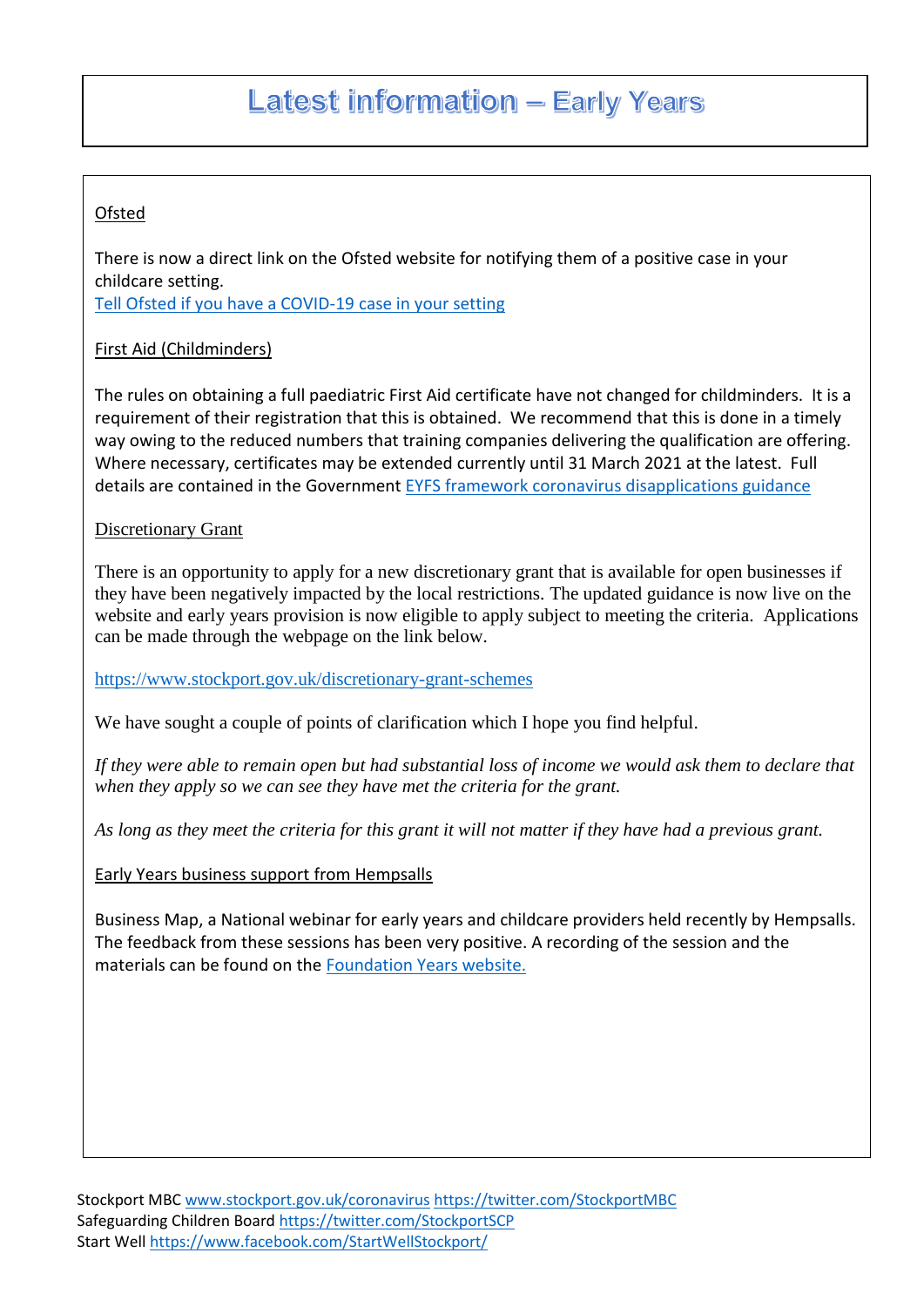# Latest information – Early Years

Ofsted

There is now a direct link on the Ofsted website for notifying them of a positive case in your childcare setting.
Tell Ofsted if you have a COVID-19 case in your setting

First Aid (Childminders)

The rules on obtaining a full paediatric First Aid certificate have not changed for childminders. It is a requirement of their registration that this is obtained. We recommend that this is done in a timely way owing to the reduced numbers that training companies delivering the qualification are offering. Where necessary, certificates may be extended currently until 31 March 2021 at the latest. Full details are contained in the Government EYFS framework coronavirus disapplications guidance

Discretionary Grant

There is an opportunity to apply for a new discretionary grant that is available for open businesses if they have been negatively impacted by the local restrictions. The updated guidance is now live on the website and early years provision is now eligible to apply subject to meeting the criteria. Applications can be made through the webpage on the link below.

https://www.stockport.gov.uk/discretionary-grant-schemes

We have sought a couple of points of clarification which I hope you find helpful.

*If they were able to remain open but had substantial loss of income we would ask them to declare that when they apply so we can see they have met the criteria for the grant.*

*As long as they meet the criteria for this grant it will not matter if they have had a previous grant.*

Early Years business support from Hempsalls

Business Map, a National webinar for early years and childcare providers held recently by Hempsalls. The feedback from these sessions has been very positive. A recording of the session and the materials can be found on the Foundation Years website.

Stockport MBC www.stockport.gov.uk/coronavirus https://twitter.com/StockportMBC
Safeguarding Children Board https://twitter.com/StockportSCP
Start Well https://www.facebook.com/StartWellStockport/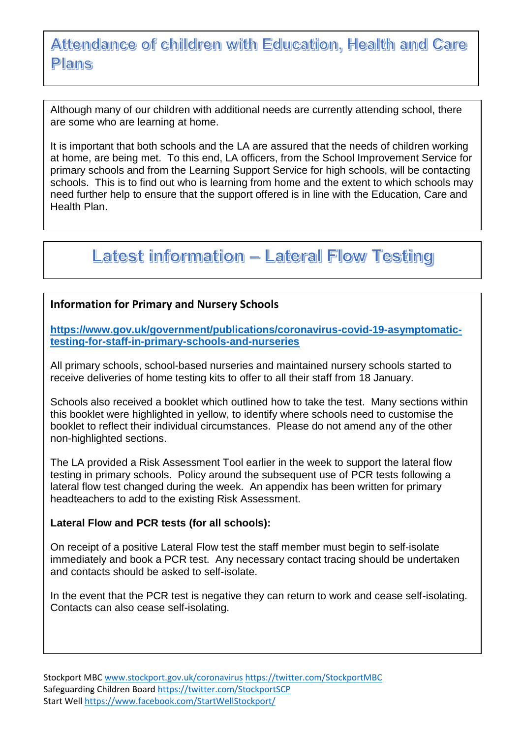## Attendance of children with Education, Health and Care Plans

Although many of our children with additional needs are currently attending school, there are some who are learning at home.

It is important that both schools and the LA are assured that the needs of children working at home, are being met. To this end, LA officers, from the School Improvement Service for primary schools and from the Learning Support Service for high schools, will be contacting schools. This is to find out who is learning from home and the extent to which schools may need further help to ensure that the support offered is in line with the Education, Care and Health Plan.

## Latest information – Lateral Flow Testing

**Information for Primary and Nursery Schools**

**https://www.gov.uk/government/publications/coronavirus-covid-19-asymptomatic-testing-for-staff-in-primary-schools-and-nurseries**

All primary schools, school-based nurseries and maintained nursery schools started to receive deliveries of home testing kits to offer to all their staff from 18 January.

Schools also received a booklet which outlined how to take the test. Many sections within this booklet were highlighted in yellow, to identify where schools need to customise the booklet to reflect their individual circumstances. Please do not amend any of the other non-highlighted sections.

The LA provided a Risk Assessment Tool earlier in the week to support the lateral flow testing in primary schools. Policy around the subsequent use of PCR tests following a lateral flow test changed during the week. An appendix has been written for primary headteachers to add to the existing Risk Assessment.

**Lateral Flow and PCR tests (for all schools):**

On receipt of a positive Lateral Flow test the staff member must begin to self-isolate immediately and book a PCR test. Any necessary contact tracing should be undertaken and contacts should be asked to self-isolate.

In the event that the PCR test is negative they can return to work and cease self-isolating. Contacts can also cease self-isolating.

Stockport MBC www.stockport.gov.uk/coronavirus https://twitter.com/StockportMBC
Safeguarding Children Board https://twitter.com/StockportSCP
Start Well https://www.facebook.com/StartWellStockport/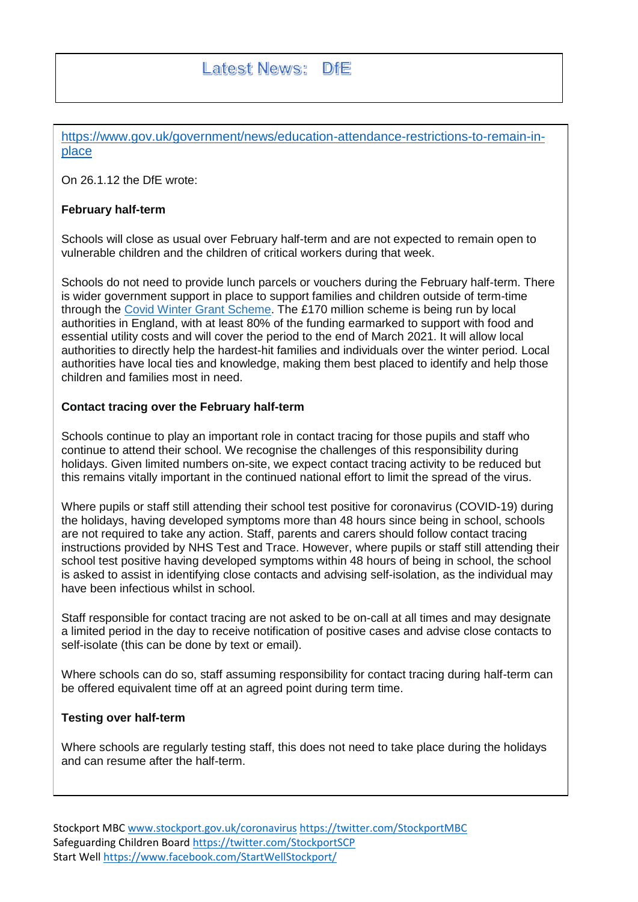# Latest News: DfE

https://www.gov.uk/government/news/education-attendance-restrictions-to-remain-in-place

On 26.1.12 the DfE wrote:

**February half-term**

Schools will close as usual over February half-term and are not expected to remain open to vulnerable children and the children of critical workers during that week.

Schools do not need to provide lunch parcels or vouchers during the February half-term. There is wider government support in place to support families and children outside of term-time through the Covid Winter Grant Scheme. The £170 million scheme is being run by local authorities in England, with at least 80% of the funding earmarked to support with food and essential utility costs and will cover the period to the end of March 2021. It will allow local authorities to directly help the hardest-hit families and individuals over the winter period. Local authorities have local ties and knowledge, making them best placed to identify and help those children and families most in need.

**Contact tracing over the February half-term**

Schools continue to play an important role in contact tracing for those pupils and staff who continue to attend their school. We recognise the challenges of this responsibility during holidays. Given limited numbers on-site, we expect contact tracing activity to be reduced but this remains vitally important in the continued national effort to limit the spread of the virus.

Where pupils or staff still attending their school test positive for coronavirus (COVID-19) during the holidays, having developed symptoms more than 48 hours since being in school, schools are not required to take any action. Staff, parents and carers should follow contact tracing instructions provided by NHS Test and Trace. However, where pupils or staff still attending their school test positive having developed symptoms within 48 hours of being in school, the school is asked to assist in identifying close contacts and advising self-isolation, as the individual may have been infectious whilst in school.

Staff responsible for contact tracing are not asked to be on-call at all times and may designate a limited period in the day to receive notification of positive cases and advise close contacts to self-isolate (this can be done by text or email).

Where schools can do so, staff assuming responsibility for contact tracing during half-term can be offered equivalent time off at an agreed point during term time.

**Testing over half-term**

Where schools are regularly testing staff, this does not need to take place during the holidays and can resume after the half-term.

Stockport MBC www.stockport.gov.uk/coronavirus https://twitter.com/StockportMBC
Safeguarding Children Board https://twitter.com/StockportSCP
Start Well https://www.facebook.com/StartWellStockport/